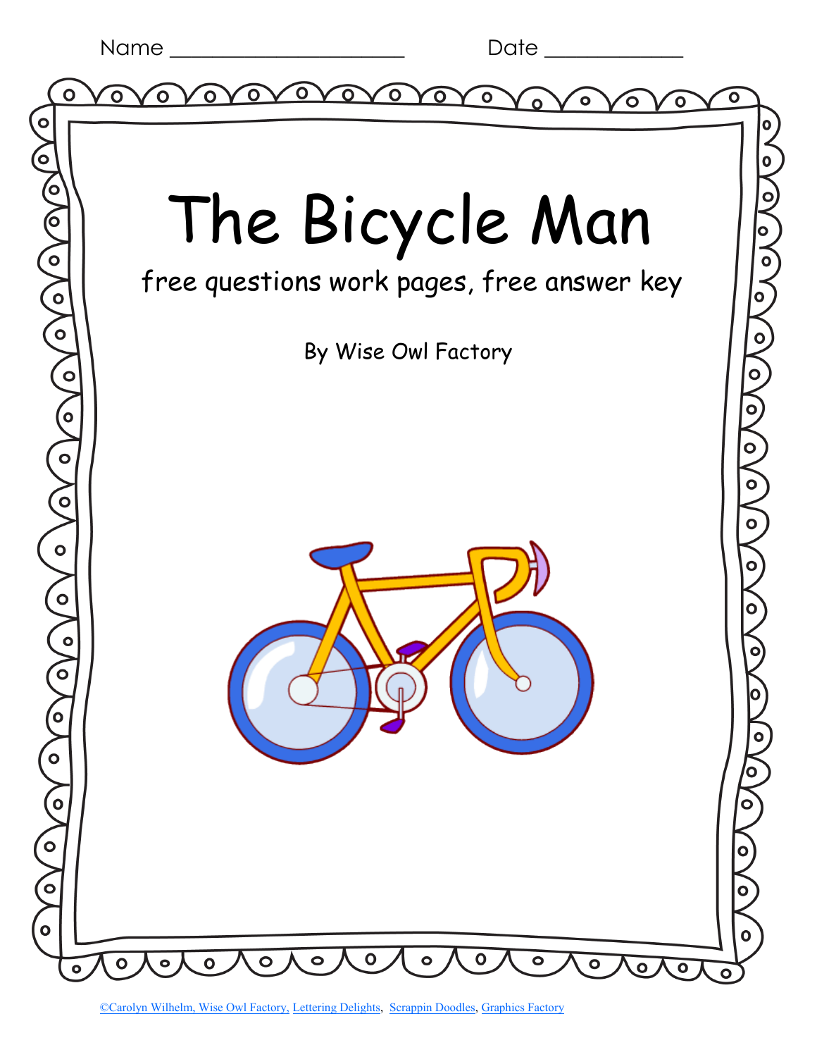Name ______________________ Date _____________

# The Bicycle Man

free questions work pages, free answer key

By Wise Owl Factory

©Carolyn Wilhelm, Wise Owl Factory, Lettering Delights, Scrappin Doodles, Graphics Factory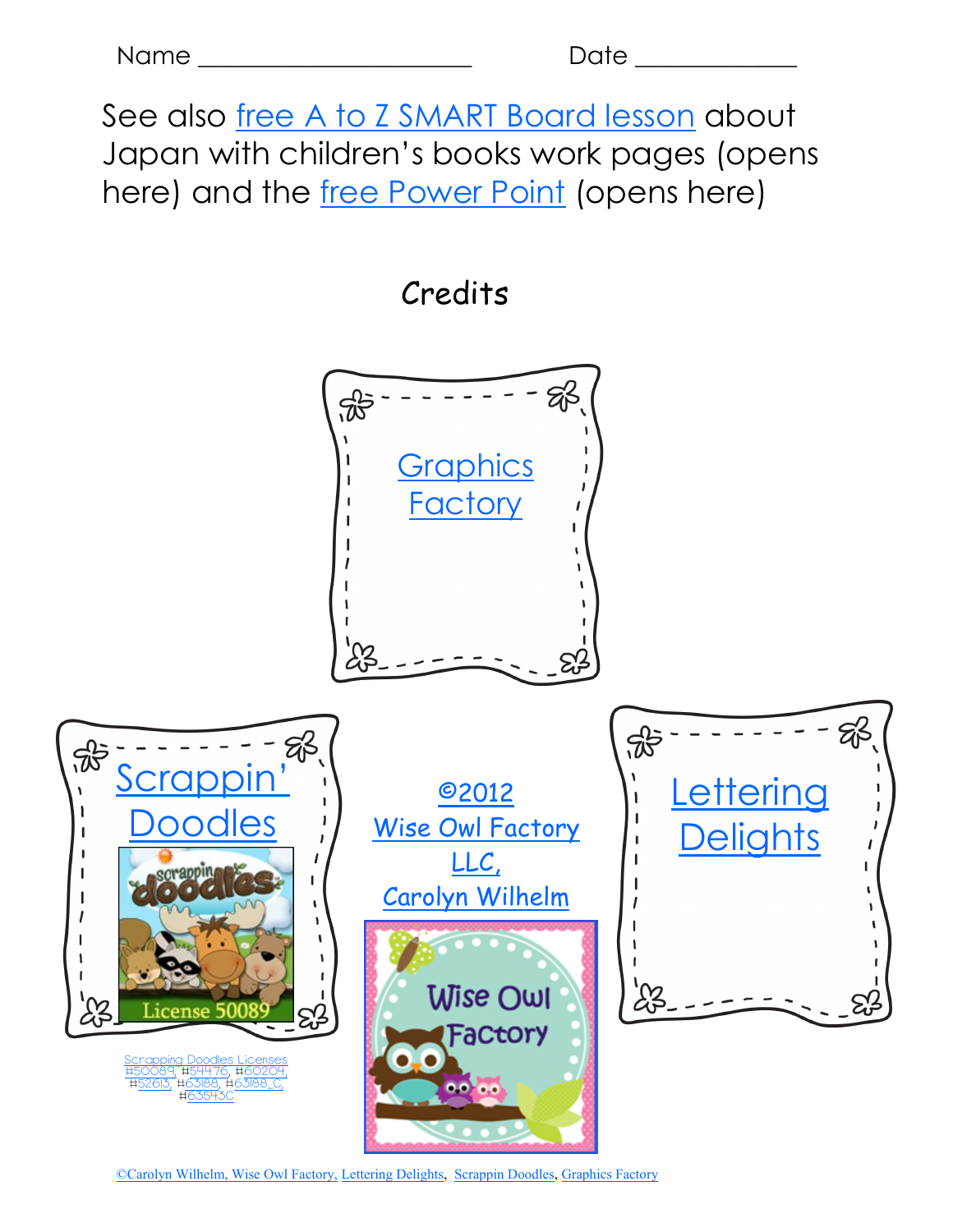Name ____________________ Date ____________

See also free A to Z SMART Board lesson about Japan with children's books work pages (opens here) and the free Power Point (opens here)

## Credits

Graphics Factory

Scrappin' Doodles

©2012 Wise Owl Factory LLC, Carolyn Wilhelm

Lettering Delights

Scrapping Doodles Licenses #50089, #54476, #60204, #52613, #63188, #63188_C, #63543C

©Carolyn Wilhelm, Wise Owl Factory, Lettering Delights, Scrappin Doodles, Graphics Factory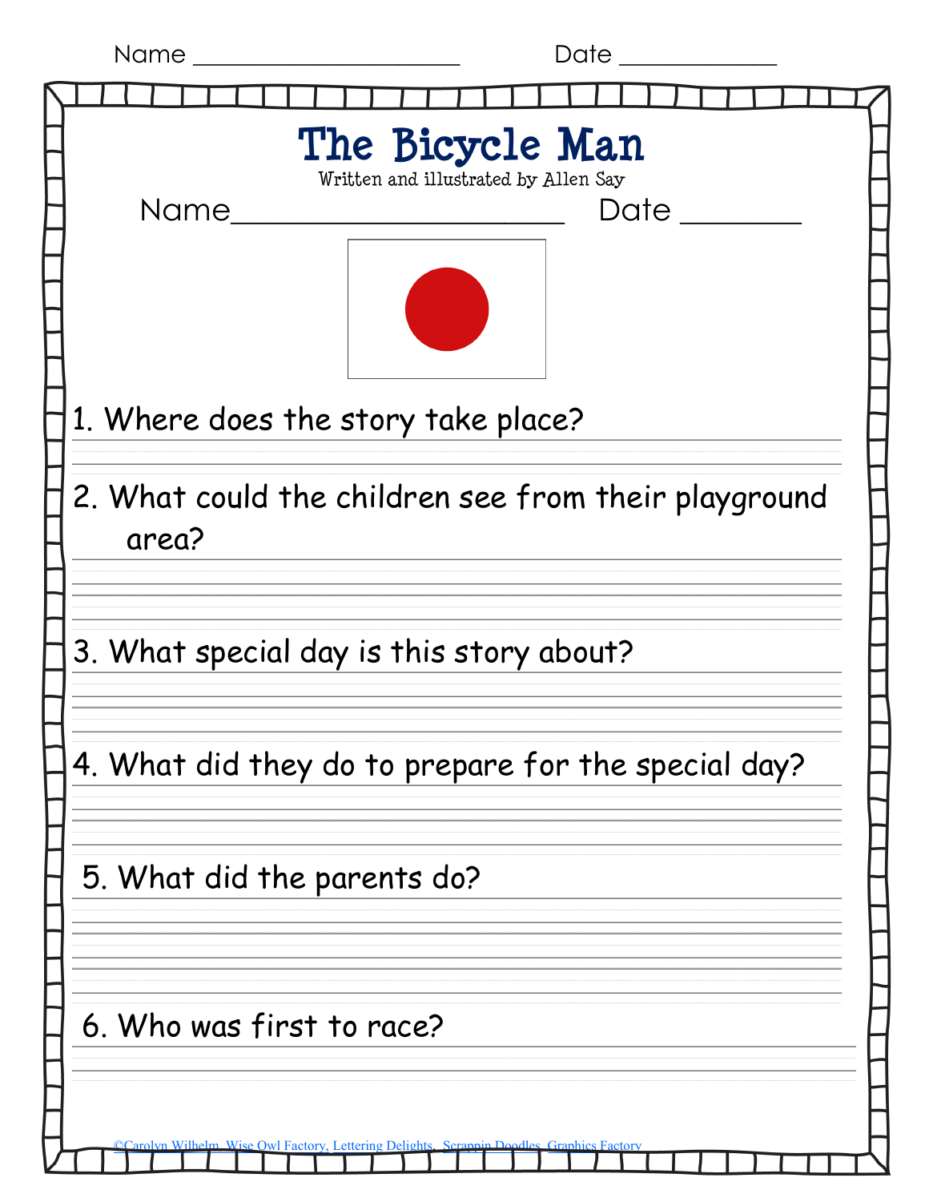Name ____________________ Date ___________

# The Bicycle Man

Written and illustrated by Allen Say

Name______________________ Date ________

1. Where does the story take place?

2. What could the children see from their playground area?

3. What special day is this story about?

4. What did they do to prepare for the special day?

5. What did the parents do?

6. Who was first to race?

©Carolyn Wilhelm, Wise Owl Factory, Lettering Delights, Scrappin Doodles, Graphics Factory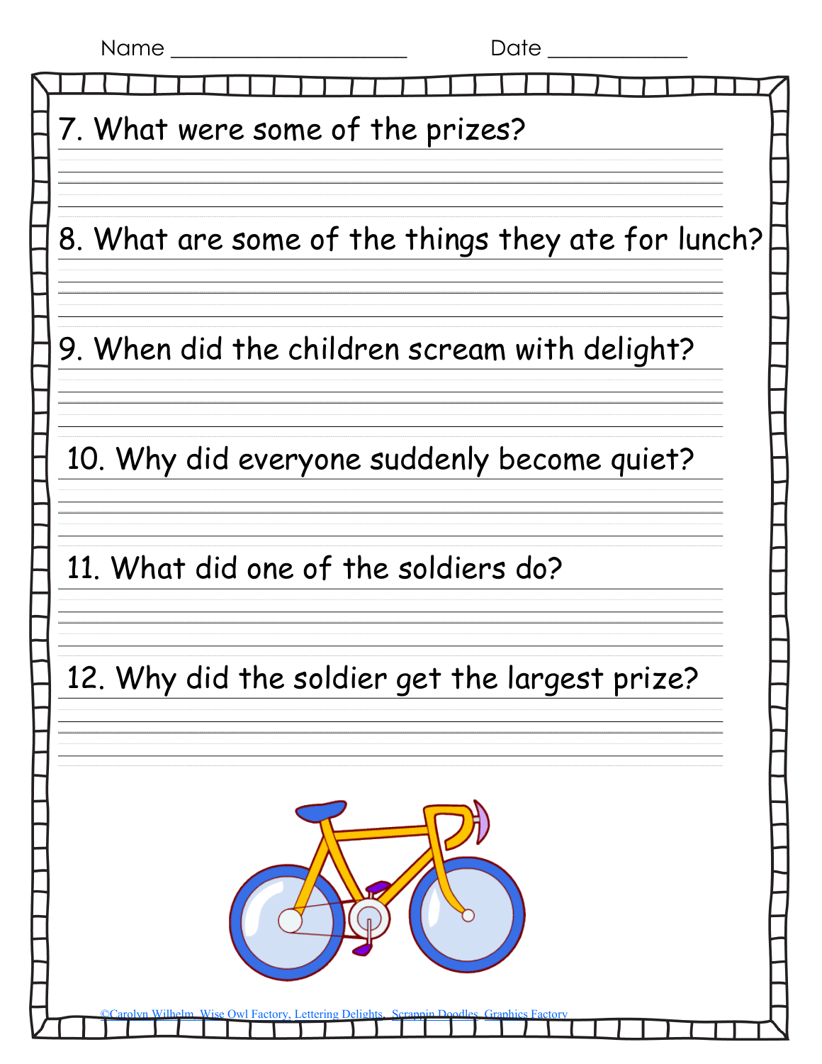Name ____________________ Date ____________

7. What were some of the prizes?

8. What are some of the things they ate for lunch?

9. When did the children scream with delight?

10. Why did everyone suddenly become quiet?

11. What did one of the soldiers do?

12. Why did the soldier get the largest prize?

©Carolyn Wilhelm, Wise Owl Factory, Lettering Delights, Scrappin Doodles, Graphics Factory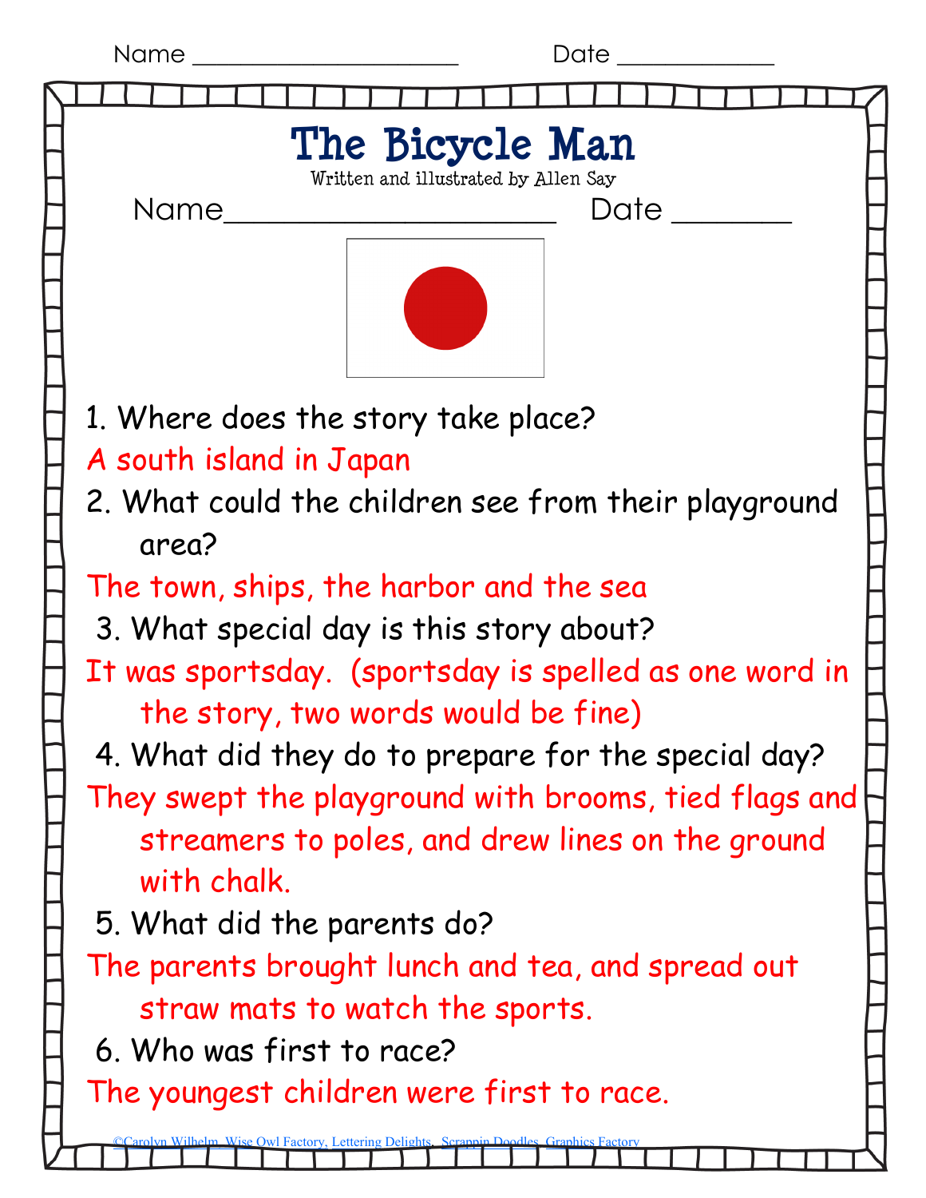Name ______________________ Date _____________

# The Bicycle Man

Written and illustrated by Allen Say

Name______________________ Date ________

1. Where does the story take place?

A south island in Japan

2. What could the children see from their playground area?

The town, ships, the harbor and the sea

3. What special day is this story about?

It was sportsday. (sportsday is spelled as one word in the story, two words would be fine)

4. What did they do to prepare for the special day?

They swept the playground with brooms, tied flags and streamers to poles, and drew lines on the ground with chalk.

5. What did the parents do?

The parents brought lunch and tea, and spread out straw mats to watch the sports.

6. Who was first to race?

The youngest children were first to race.

©Carolyn Wilhelm, Wise Owl Factory, Lettering Delights, Scrappin Doodles, Graphics Factory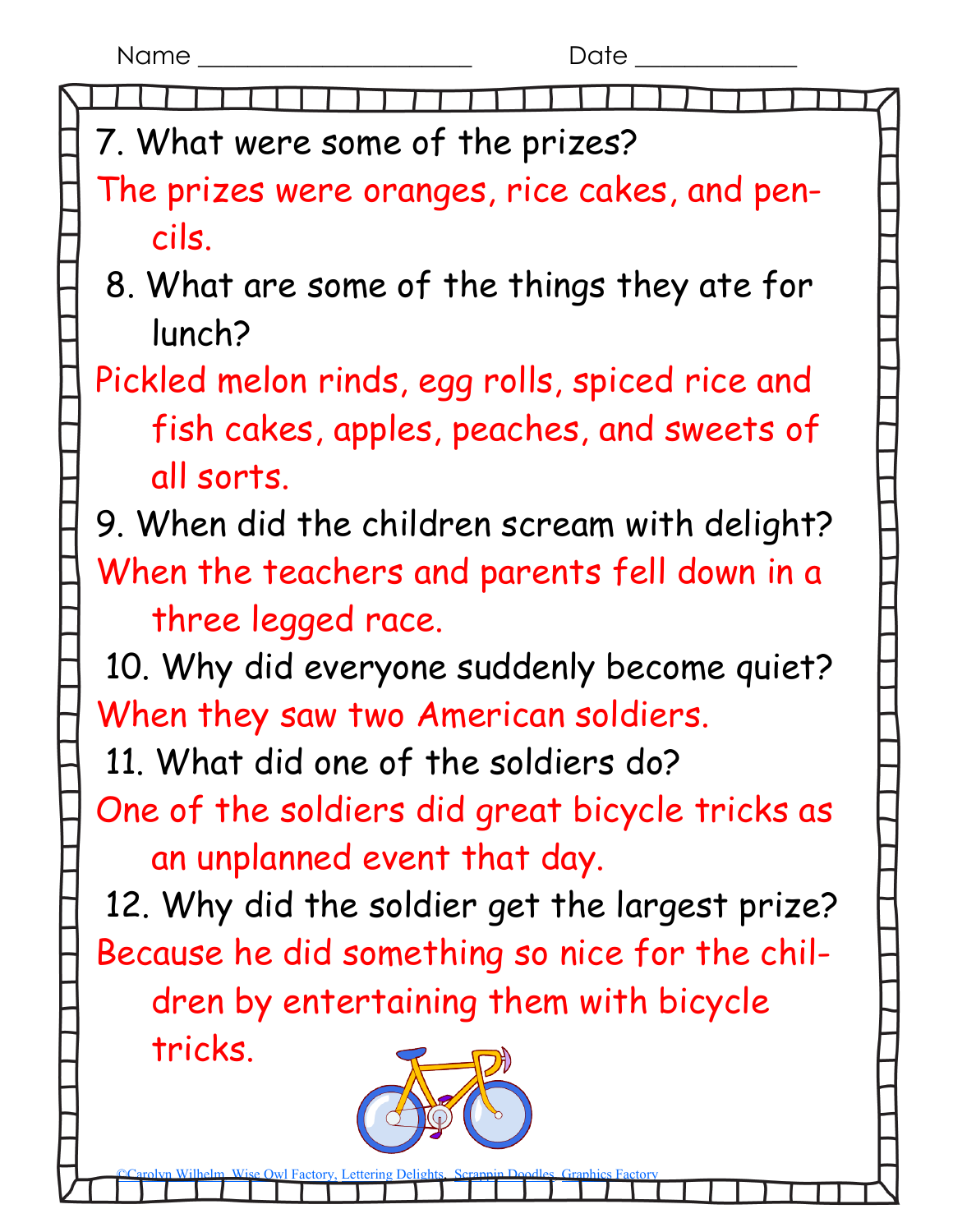Name ____________________ Date ____________

7. What were some of the prizes?

The prizes were oranges, rice cakes, and pencils.

8. What are some of the things they ate for lunch?

Pickled melon rinds, egg rolls, spiced rice and fish cakes, apples, peaches, and sweets of all sorts.

9. When did the children scream with delight?

When the teachers and parents fell down in a three legged race.

10. Why did everyone suddenly become quiet?

When they saw two American soldiers.

11. What did one of the soldiers do?

One of the soldiers did great bicycle tricks as an unplanned event that day.

12. Why did the soldier get the largest prize?

Because he did something so nice for the children by entertaining them with bicycle tricks.

©Carolyn Wilhelm, Wise Owl Factory, Lettering Delights, Scrappin Doodles, Graphics Factory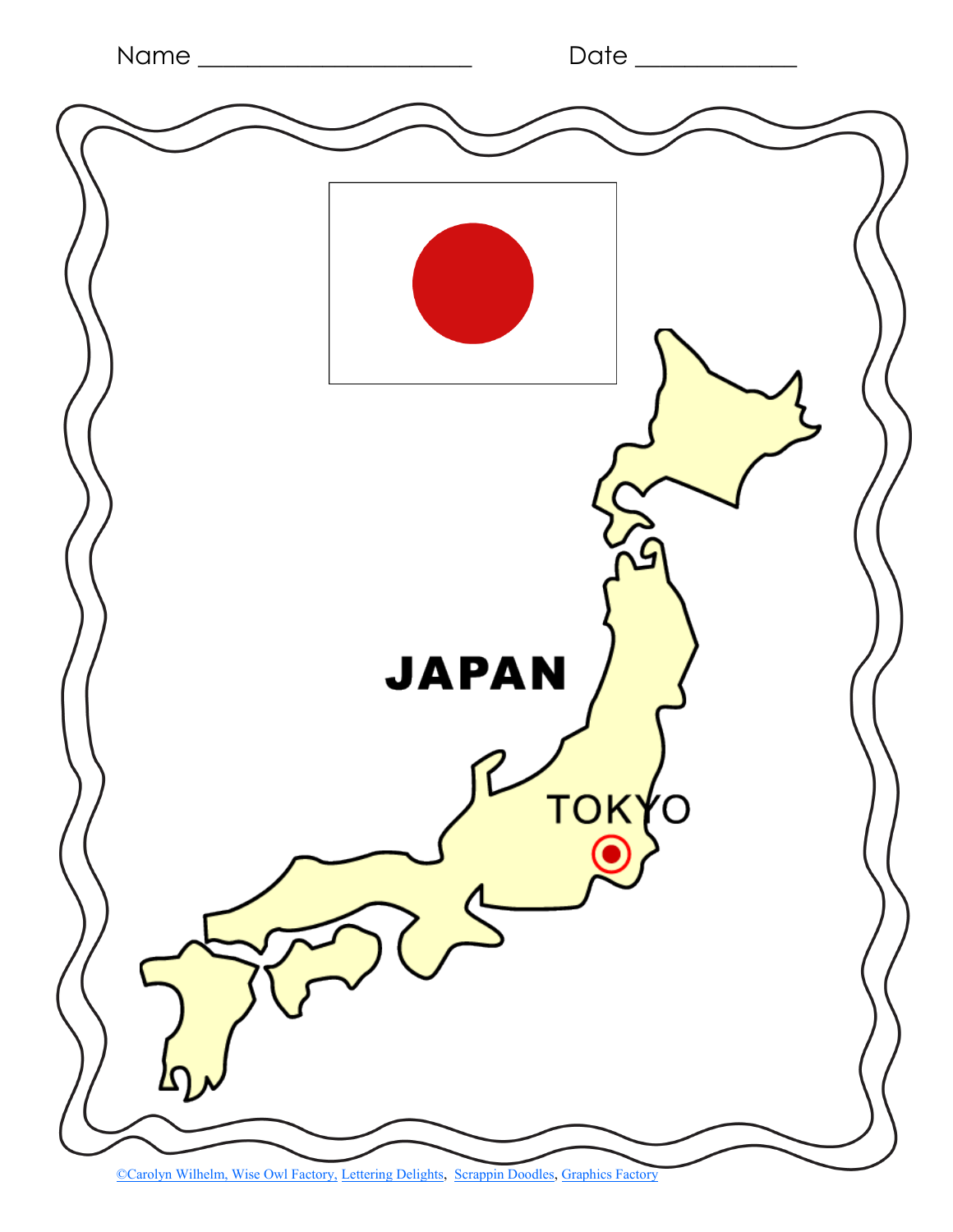Name ______________________ Date ____________

JAPAN

TOKYO

©Carolyn Wilhelm, Wise Owl Factory, Lettering Delights, Scrappin Doodles, Graphics Factory